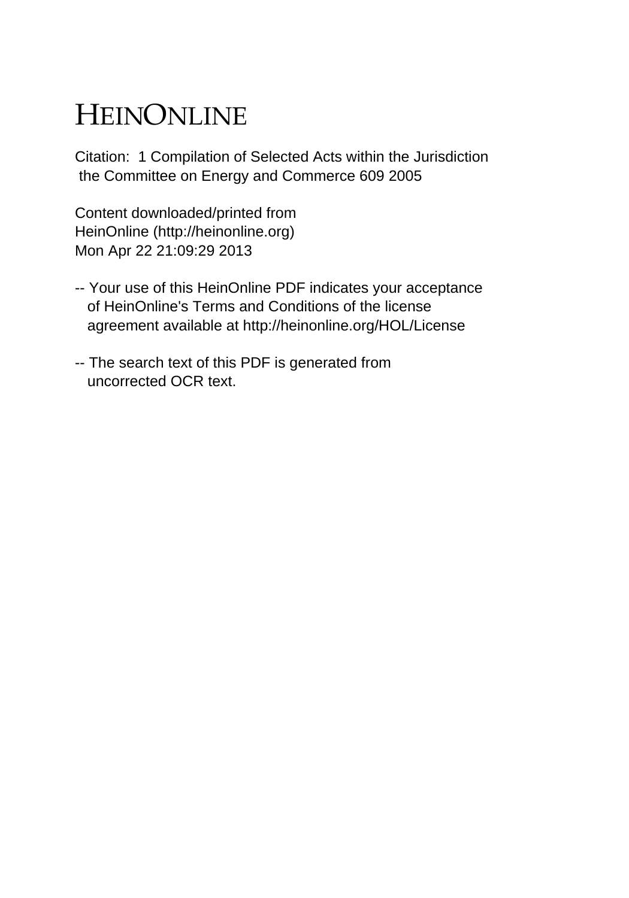# HEINONLINE

Citation: 1 Compilation of Selected Acts within the Jurisdiction the Committee on Energy and Commerce 609 2005

Content downloaded/printed from HeinOnline (http://heinonline.org) Mon Apr 22 21:09:29 2013

-- Your use of this HeinOnline PDF indicates your acceptance of HeinOnline's Terms and Conditions of the license agreement available at http://heinonline.org/HOL/License

-- The search text of this PDF is generated from uncorrected OCR text.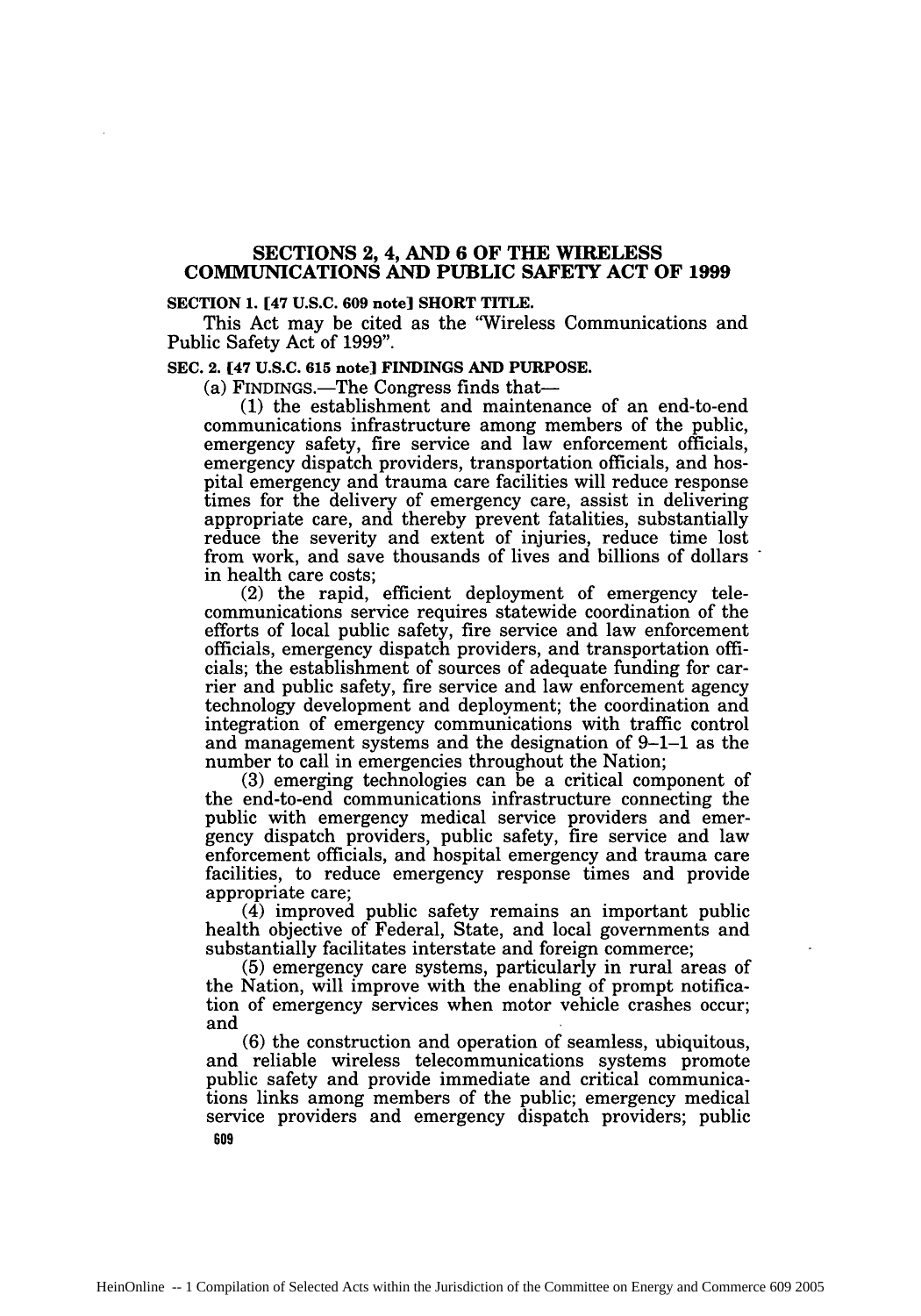## SECTIONS 2, 4, AND 6 OF THE WIRELESS COMMUNICATIONS AND PUBLIC SAFETY ACT OF 1999

**SECTION 1. [47 U.S.C. 609 note] SHORT TITLE.**

This Act may be cited as the "Wireless Communications and Public Safety Act of 1999".

**SEC. 2. [47 U.S.C. 615 note] FINDINGS AND PURPOSE.**

(a) FINDINGS.—The Congress finds that—

(1) the establishment and maintenance of an end-to-end communications infrastructure among members of the public, emergency safety, fire service and law enforcement officials, emergency dispatch providers, transportation officials, and hospital emergency and trauma care facilities will reduce response times for the delivery of emergency care, assist in delivering appropriate care, and thereby prevent fatalities, substantially reduce the severity and extent of injuries, reduce time lost from work, and save thousands of lives and billions of dollars in health care costs;

(2) the rapid, efficient deployment of emergency telecommunications service requires statewide coordination of the efforts of local public safety, fire service and law enforcement officials, emergency dispatch providers, and transportation officials; the establishment of sources of adequate funding for carrier and public safety, fire service and law enforcement agency technology development and deployment; the coordination and integration of emergency communications with traffic control and management systems and the designation of 9–1–1 as the number to call in emergencies throughout the Nation;

(3) emerging technologies can be a critical component of the end-to-end communications infrastructure connecting the public with emergency medical service providers and emergency dispatch providers, public safety, fire service and law enforcement officials, and hospital emergency and trauma care facilities, to reduce emergency response times and provide appropriate care;

(4) improved public safety remains an important public health objective of Federal, State, and local governments and substantially facilitates interstate and foreign commerce;

(5) emergency care systems, particularly in rural areas of the Nation, will improve with the enabling of prompt notification of emergency services when motor vehicle crashes occur; and

(6) the construction and operation of seamless, ubiquitous, and reliable wireless telecommunications systems promote public safety and provide immediate and critical communications links among members of the public; emergency medical service providers and emergency dispatch providers; public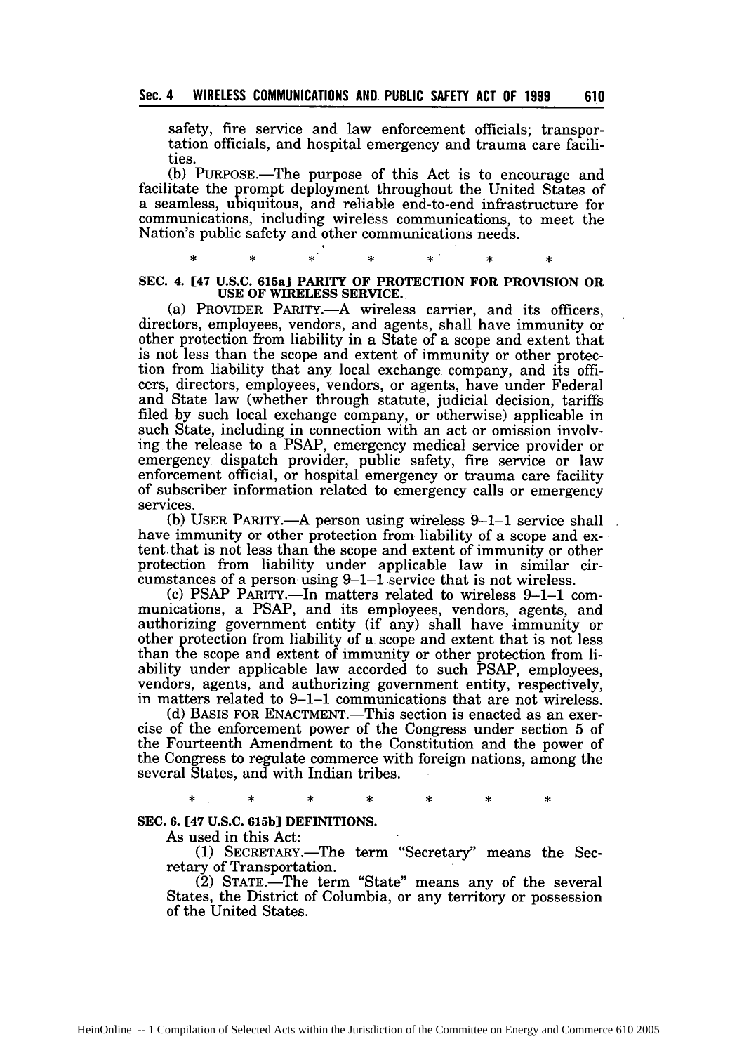safety, fire service and law enforcement officials; transportation officials, and hospital emergency and trauma care facilities.

(b) PURPOSE.—The purpose of this Act is to encourage and facilitate the prompt deployment throughout the United States of a seamless, ubiquitous, and reliable end-to-end infrastructure for communications, including wireless communications, to meet the Nation's public safety and other communications needs.

\* \* \* \* \* \* \*

### SEC. 4. [47 U.S.C. 615a] PARITY OF PROTECTION FOR PROVISION OR USE OF WIRELESS SERVICE.

(a) PROVIDER PARITY.—A wireless carrier, and its officers, directors, employees, vendors, and agents, shall have immunity or other protection from liability in a State of a scope and extent that is not less than the scope and extent of immunity or other protection from liability that any local exchange company, and its officers, directors, employees, vendors, or agents, have under Federal and State law (whether through statute, judicial decision, tariffs filed by such local exchange company, or otherwise) applicable in such State, including in connection with an act or omission involving the release to a PSAP, emergency medical service provider or emergency dispatch provider, public safety, fire service or law enforcement official, or hospital emergency or trauma care facility of subscriber information related to emergency calls or emergency services.

(b) USER PARITY.—A person using wireless 9–1–1 service shall have immunity or other protection from liability of a scope and extent that is not less than the scope and extent of immunity or other protection from liability under applicable law in similar circumstances of a person using 9–1–1 service that is not wireless.

(c) PSAP PARITY.—In matters related to wireless 9–1–1 communications, a PSAP, and its employees, vendors, agents, and authorizing government entity (if any) shall have immunity or other protection from liability of a scope and extent that is not less than the scope and extent of immunity or other protection from liability under applicable law accorded to such PSAP, employees, vendors, agents, and authorizing government entity, respectively, in matters related to 9–1–1 communications that are not wireless.

(d) BASIS FOR ENACTMENT.—This section is enacted as an exercise of the enforcement power of the Congress under section 5 of the Fourteenth Amendment to the Constitution and the power of the Congress to regulate commerce with foreign nations, among the several States, and with Indian tribes.

\* \* \* \* \* \* \*

### SEC. 6. [47 U.S.C. 615b] DEFINITIONS.

As used in this Act:

(1) SECRETARY.—The term "Secretary" means the Secretary of Transportation.

(2) STATE.—The term "State" means any of the several States, the District of Columbia, or any territory or possession of the United States.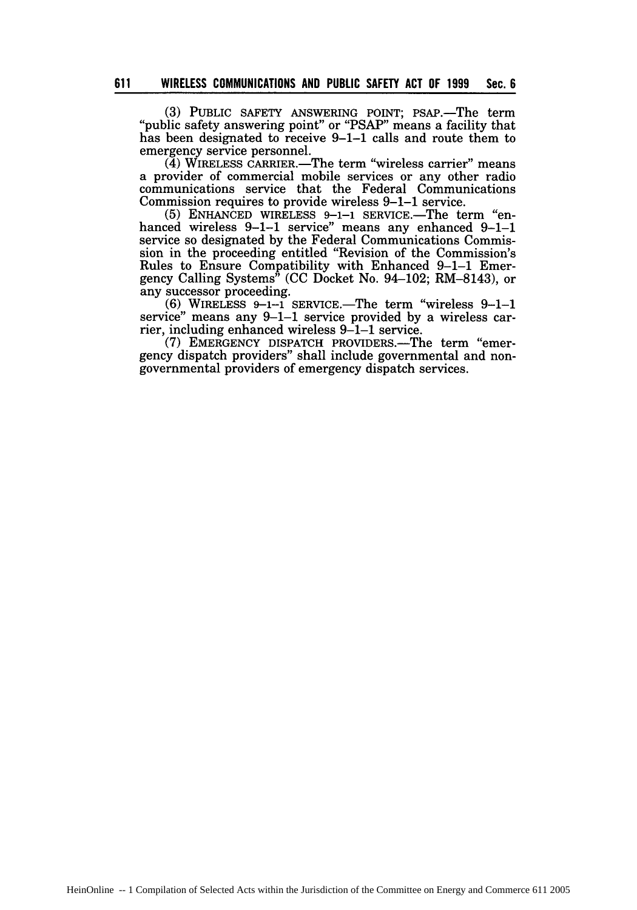(3) PUBLIC SAFETY ANSWERING POINT; PSAP.—The term "public safety answering point" or "PSAP" means a facility that has been designated to receive 9–1–1 calls and route them to emergency service personnel.

(4) WIRELESS CARRIER.—The term "wireless carrier" means a provider of commercial mobile services or any other radio communications service that the Federal Communications Commission requires to provide wireless 9–1–1 service.

(5) ENHANCED WIRELESS 9–1–1 SERVICE.—The term "enhanced wireless 9–1–1 service" means any enhanced 9–1–1 service so designated by the Federal Communications Commission in the proceeding entitled "Revision of the Commission's Rules to Ensure Compatibility with Enhanced 9–1–1 Emergency Calling Systems" (CC Docket No. 94–102; RM–8143), or any successor proceeding.

(6) WIRELESS 9–1–1 SERVICE.—The term "wireless 9–1–1 service" means any 9–1–1 service provided by a wireless carrier, including enhanced wireless 9–1–1 service.

(7) EMERGENCY DISPATCH PROVIDERS.—The term "emergency dispatch providers" shall include governmental and non-governmental providers of emergency dispatch services.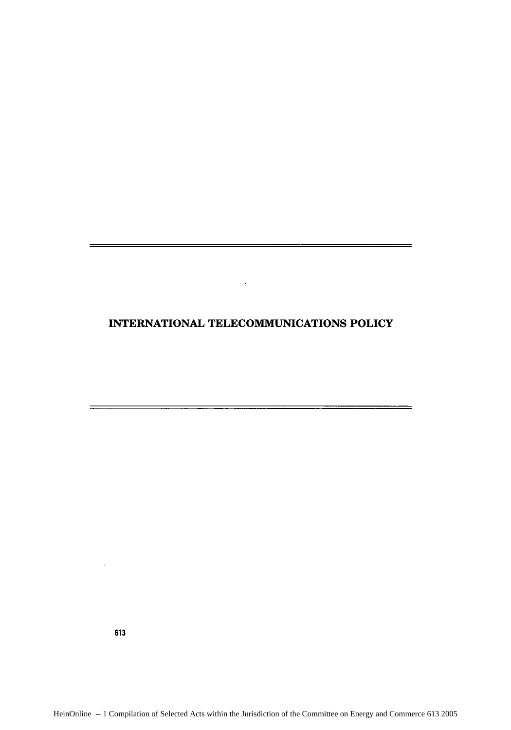# INTERNATIONAL TELECOMMUNICATIONS POLICY